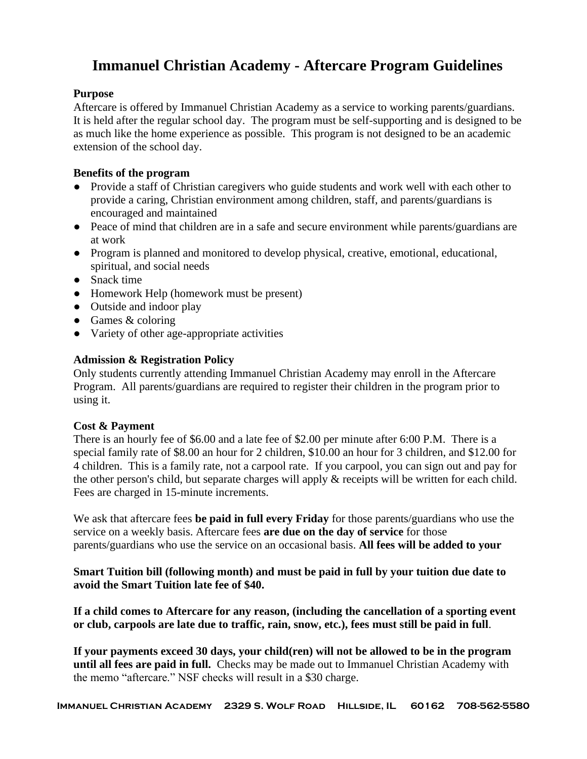# Immanuel Christian Academy - Aftercare Program Guidelines

**Purpose**

Aftercare is offered by Immanuel Christian Academy as a service to working parents/guardians. It is held after the regular school day. The program must be self-supporting and is designed to be as much like the home experience as possible. This program is not designed to be an academic extension of the school day.

**Benefits of the program**

- Provide a staff of Christian caregivers who guide students and work well with each other to provide a caring, Christian environment among children, staff, and parents/guardians is encouraged and maintained
- Peace of mind that children are in a safe and secure environment while parents/guardians are at work
- Program is planned and monitored to develop physical, creative, emotional, educational, spiritual, and social needs
- Snack time
- Homework Help (homework must be present)
- Outside and indoor play
- Games & coloring
- Variety of other age-appropriate activities

**Admission & Registration Policy**

Only students currently attending Immanuel Christian Academy may enroll in the Aftercare Program. All parents/guardians are required to register their children in the program prior to using it.

**Cost & Payment**

There is an hourly fee of $6.00 and a late fee of $2.00 per minute after 6:00 P.M. There is a special family rate of $8.00 an hour for 2 children, $10.00 an hour for 3 children, and $12.00 for 4 children. This is a family rate, not a carpool rate. If you carpool, you can sign out and pay for the other person's child, but separate charges will apply & receipts will be written for each child. Fees are charged in 15-minute increments.

We ask that aftercare fees **be paid in full every Friday** for those parents/guardians who use the service on a weekly basis. Aftercare fees **are due on the day of service** for those parents/guardians who use the service on an occasional basis. **All fees will be added to your Smart Tuition bill (following month) and must be paid in full by your tuition due date to avoid the Smart Tuition late fee of $40.**

**If a child comes to Aftercare for any reason, (including the cancellation of a sporting event or club, carpools are late due to traffic, rain, snow, etc.), fees must still be paid in full**.

**If your payments exceed 30 days, your child(ren) will not be allowed to be in the program until all fees are paid in full.** Checks may be made out to Immanuel Christian Academy with the memo "aftercare." NSF checks will result in a $30 charge.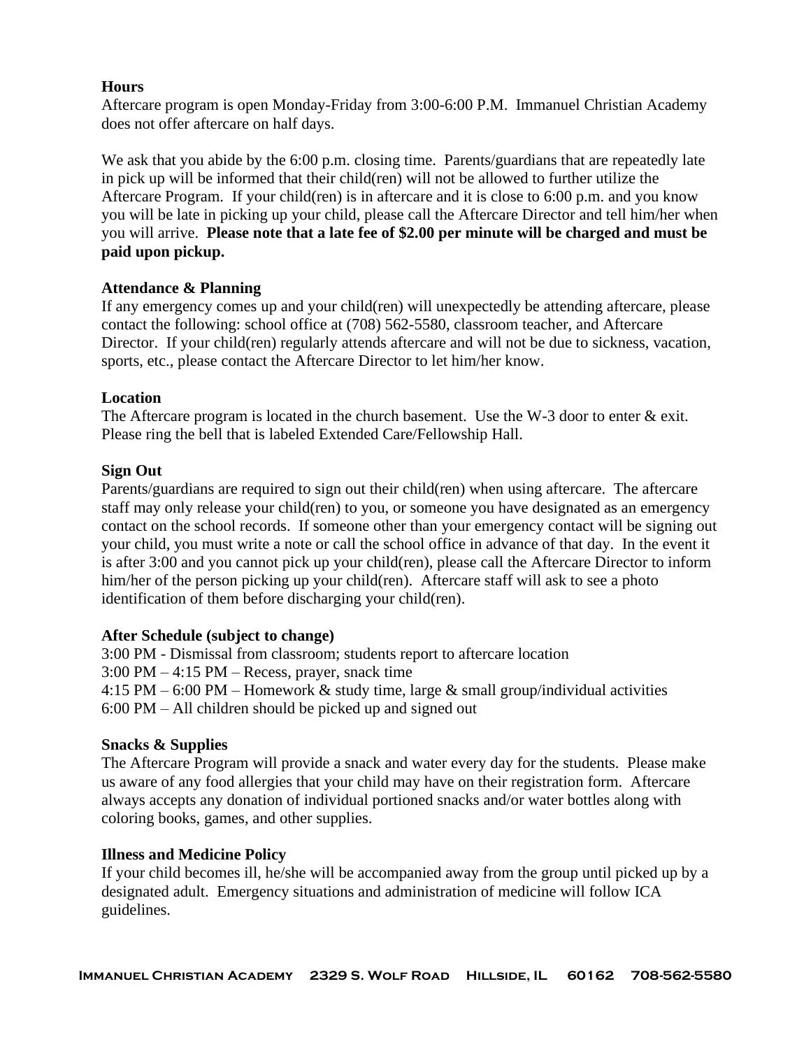**Hours**

Aftercare program is open Monday-Friday from 3:00-6:00 P.M. Immanuel Christian Academy does not offer aftercare on half days.

We ask that you abide by the 6:00 p.m. closing time. Parents/guardians that are repeatedly late in pick up will be informed that their child(ren) will not be allowed to further utilize the Aftercare Program. If your child(ren) is in aftercare and it is close to 6:00 p.m. and you know you will be late in picking up your child, please call the Aftercare Director and tell him/her when you will arrive. **Please note that a late fee of $2.00 per minute will be charged and must be paid upon pickup.**

**Attendance & Planning**

If any emergency comes up and your child(ren) will unexpectedly be attending aftercare, please contact the following: school office at (708) 562-5580, classroom teacher, and Aftercare Director. If your child(ren) regularly attends aftercare and will not be due to sickness, vacation, sports, etc., please contact the Aftercare Director to let him/her know.

**Location**

The Aftercare program is located in the church basement. Use the W-3 door to enter & exit. Please ring the bell that is labeled Extended Care/Fellowship Hall.

**Sign Out**

Parents/guardians are required to sign out their child(ren) when using aftercare. The aftercare staff may only release your child(ren) to you, or someone you have designated as an emergency contact on the school records. If someone other than your emergency contact will be signing out your child, you must write a note or call the school office in advance of that day. In the event it is after 3:00 and you cannot pick up your child(ren), please call the Aftercare Director to inform him/her of the person picking up your child(ren). Aftercare staff will ask to see a photo identification of them before discharging your child(ren).

**After Schedule (subject to change)**

3:00 PM - Dismissal from classroom; students report to aftercare location
3:00 PM – 4:15 PM – Recess, prayer, snack time
4:15 PM – 6:00 PM – Homework & study time, large & small group/individual activities
6:00 PM – All children should be picked up and signed out

**Snacks & Supplies**

The Aftercare Program will provide a snack and water every day for the students. Please make us aware of any food allergies that your child may have on their registration form. Aftercare always accepts any donation of individual portioned snacks and/or water bottles along with coloring books, games, and other supplies.

**Illness and Medicine Policy**

If your child becomes ill, he/she will be accompanied away from the group until picked up by a designated adult. Emergency situations and administration of medicine will follow ICA guidelines.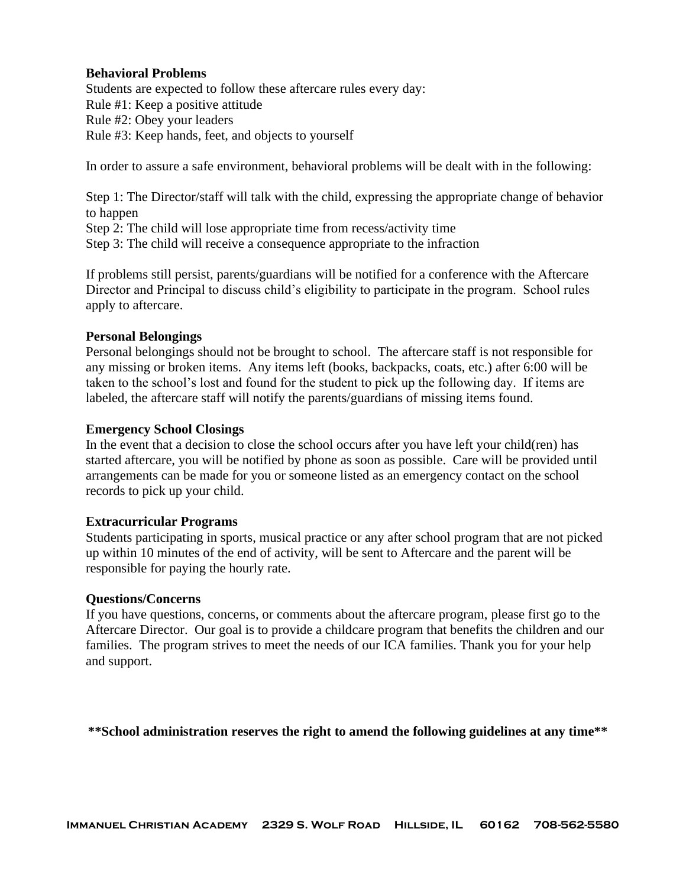**Behavioral Problems**

Students are expected to follow these aftercare rules every day:
Rule #1: Keep a positive attitude
Rule #2: Obey your leaders
Rule #3: Keep hands, feet, and objects to yourself

In order to assure a safe environment, behavioral problems will be dealt with in the following:

Step 1: The Director/staff will talk with the child, expressing the appropriate change of behavior to happen
Step 2: The child will lose appropriate time from recess/activity time
Step 3: The child will receive a consequence appropriate to the infraction

If problems still persist, parents/guardians will be notified for a conference with the Aftercare Director and Principal to discuss child's eligibility to participate in the program. School rules apply to aftercare.

**Personal Belongings**

Personal belongings should not be brought to school. The aftercare staff is not responsible for any missing or broken items. Any items left (books, backpacks, coats, etc.) after 6:00 will be taken to the school's lost and found for the student to pick up the following day. If items are labeled, the aftercare staff will notify the parents/guardians of missing items found.

**Emergency School Closings**

In the event that a decision to close the school occurs after you have left your child(ren) has started aftercare, you will be notified by phone as soon as possible. Care will be provided until arrangements can be made for you or someone listed as an emergency contact on the school records to pick up your child.

**Extracurricular Programs**

Students participating in sports, musical practice or any after school program that are not picked up within 10 minutes of the end of activity, will be sent to Aftercare and the parent will be responsible for paying the hourly rate.

**Questions/Concerns**

If you have questions, concerns, or comments about the aftercare program, please first go to the Aftercare Director. Our goal is to provide a childcare program that benefits the children and our families. The program strives to meet the needs of our ICA families. Thank you for your help and support.

**\*\*School administration reserves the right to amend the following guidelines at any time\*\***